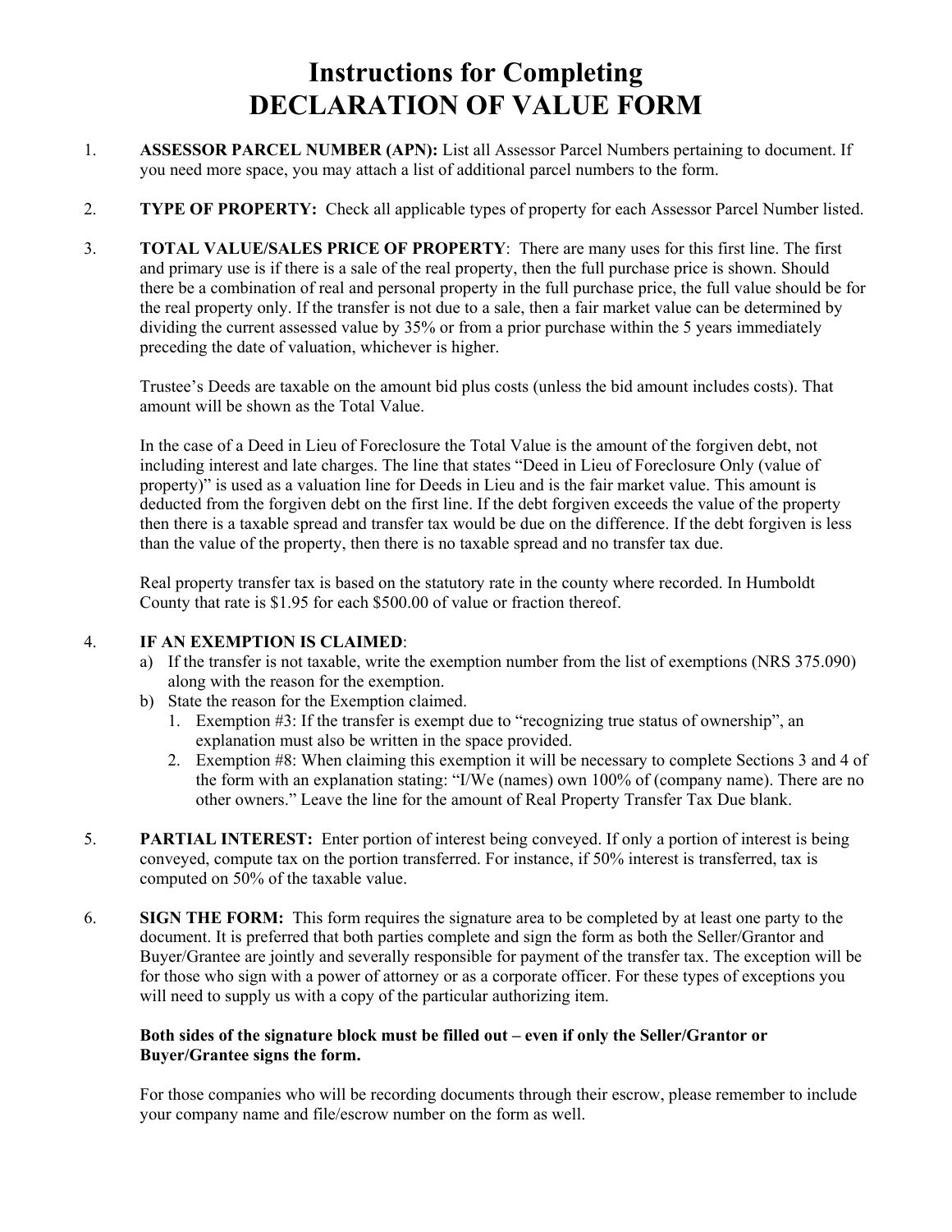# Instructions for Completing
# DECLARATION OF VALUE FORM

1. **ASSESSOR PARCEL NUMBER (APN):** List all Assessor Parcel Numbers pertaining to document. If you need more space, you may attach a list of additional parcel numbers to the form.

2. **TYPE OF PROPERTY:** Check all applicable types of property for each Assessor Parcel Number listed.

3. **TOTAL VALUE/SALES PRICE OF PROPERTY**: There are many uses for this first line. The first and primary use is if there is a sale of the real property, then the full purchase price is shown. Should there be a combination of real and personal property in the full purchase price, the full value should be for the real property only. If the transfer is not due to a sale, then a fair market value can be determined by dividing the current assessed value by 35% or from a prior purchase within the 5 years immediately preceding the date of valuation, whichever is higher.

   Trustee's Deeds are taxable on the amount bid plus costs (unless the bid amount includes costs). That amount will be shown as the Total Value.

   In the case of a Deed in Lieu of Foreclosure the Total Value is the amount of the forgiven debt, not including interest and late charges. The line that states "Deed in Lieu of Foreclosure Only (value of property)" is used as a valuation line for Deeds in Lieu and is the fair market value. This amount is deducted from the forgiven debt on the first line. If the debt forgiven exceeds the value of the property then there is a taxable spread and transfer tax would be due on the difference. If the debt forgiven is less than the value of the property, then there is no taxable spread and no transfer tax due.

   Real property transfer tax is based on the statutory rate in the county where recorded. In Humboldt County that rate is $1.95 for each $500.00 of value or fraction thereof.

4. **IF AN EXEMPTION IS CLAIMED**:
   a) If the transfer is not taxable, write the exemption number from the list of exemptions (NRS 375.090) along with the reason for the exemption.
   b) State the reason for the Exemption claimed.
      1. Exemption #3: If the transfer is exempt due to "recognizing true status of ownership", an explanation must also be written in the space provided.
      2. Exemption #8: When claiming this exemption it will be necessary to complete Sections 3 and 4 of the form with an explanation stating: "I/We (names) own 100% of (company name). There are no other owners." Leave the line for the amount of Real Property Transfer Tax Due blank.

5. **PARTIAL INTEREST:** Enter portion of interest being conveyed. If only a portion of interest is being conveyed, compute tax on the portion transferred. For instance, if 50% interest is transferred, tax is computed on 50% of the taxable value.

6. **SIGN THE FORM:** This form requires the signature area to be completed by at least one party to the document. It is preferred that both parties complete and sign the form as both the Seller/Grantor and Buyer/Grantee are jointly and severally responsible for payment of the transfer tax. The exception will be for those who sign with a power of attorney or as a corporate officer. For these types of exceptions you will need to supply us with a copy of the particular authorizing item.

   **Both sides of the signature block must be filled out – even if only the Seller/Grantor or Buyer/Grantee signs the form.**

   For those companies who will be recording documents through their escrow, please remember to include your company name and file/escrow number on the form as well.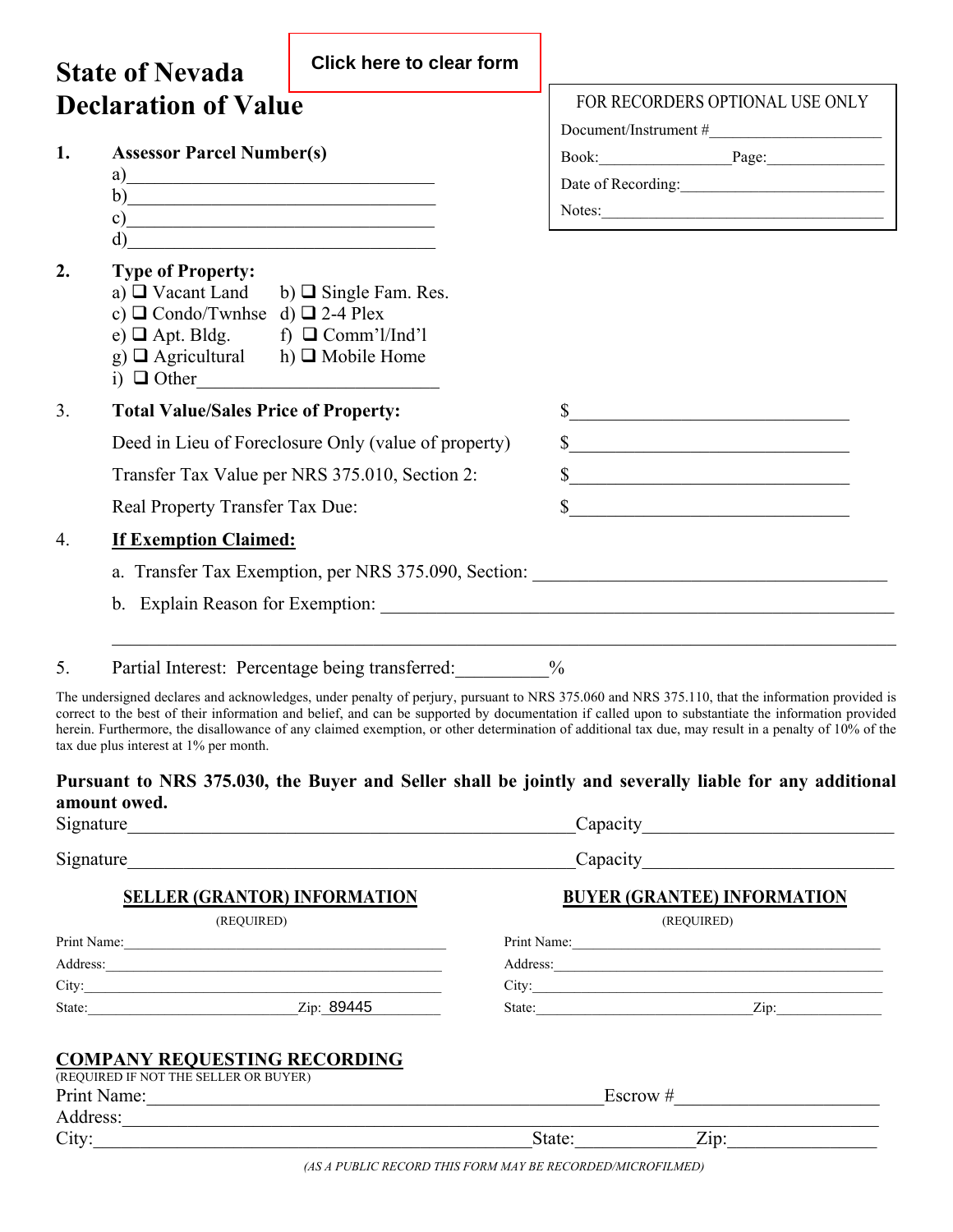Click here to clear form

# State of Nevada Declaration of Value

| FOR RECORDERS OPTIONAL USE ONLY |
|---|
| Document/Instrument #\_\_\_\_\_\_\_\_\_\_\_\_\_\_\_\_\_\_\_\_ |
| Book:\_\_\_\_\_\_\_\_\_\_\_\_ Page:\_\_\_\_\_\_\_\_\_\_\_\_ |
| Date of Recording:\_\_\_\_\_\_\_\_\_\_\_\_\_\_\_\_\_\_\_\_ |
| Notes:\_\_\_\_\_\_\_\_\_\_\_\_\_\_\_\_\_\_\_\_\_\_\_\_\_\_\_\_ |

1. **Assessor Parcel Number(s)**
   a)\_\_\_\_\_\_\_\_\_\_\_\_\_\_\_\_\_\_\_\_\_\_\_\_\_\_\_\_\_\_
   b)\_\_\_\_\_\_\_\_\_\_\_\_\_\_\_\_\_\_\_\_\_\_\_\_\_\_\_\_\_\_
   c)\_\_\_\_\_\_\_\_\_\_\_\_\_\_\_\_\_\_\_\_\_\_\_\_\_\_\_\_\_\_
   d)\_\_\_\_\_\_\_\_\_\_\_\_\_\_\_\_\_\_\_\_\_\_\_\_\_\_\_\_\_\_

2. **Type of Property:**
   a) ❑ Vacant Land    b) ❑ Single Fam. Res.
   c) ❑ Condo/Twnhse    d) ❑ 2-4 Plex
   e) ❑ Apt. Bldg.    f) ❑ Comm'l/Ind'l
   g) ❑ Agricultural    h) ❑ Mobile Home
   i) ❑ Other\_\_\_\_\_\_\_\_\_\_\_\_\_\_\_\_\_\_\_\_

3. **Total Value/Sales Price of Property:** $\_\_\_\_\_\_\_\_\_\_\_\_\_\_\_\_\_\_\_\_
   Deed in Lieu of Foreclosure Only (value of property) $\_\_\_\_\_\_\_\_\_\_\_\_\_\_\_\_\_\_\_\_
   Transfer Tax Value per NRS 375.010, Section 2: $\_\_\_\_\_\_\_\_\_\_\_\_\_\_\_\_\_\_\_\_
   Real Property Transfer Tax Due: $\_\_\_\_\_\_\_\_\_\_\_\_\_\_\_\_\_\_\_\_

4. **<u>If Exemption Claimed:</u>**
   a. Transfer Tax Exemption, per NRS 375.090, Section: \_\_\_\_\_\_\_\_\_\_\_\_\_\_\_\_\_\_\_\_\_\_\_\_\_\_\_\_\_\_
   b. Explain Reason for Exemption: \_\_\_\_\_\_\_\_\_\_\_\_\_\_\_\_\_\_\_\_\_\_\_\_\_\_\_\_\_\_\_\_\_\_\_\_\_\_\_\_

5. Partial Interest: Percentage being transferred:\_\_\_\_\_\_\_\_%

The undersigned declares and acknowledges, under penalty of perjury, pursuant to NRS 375.060 and NRS 375.110, that the information provided is correct to the best of their information and belief, and can be supported by documentation if called upon to substantiate the information provided herein. Furthermore, the disallowance of any claimed exemption, or other determination of additional tax due, may result in a penalty of 10% of the tax due plus interest at 1% per month.

**Pursuant to NRS 375.030, the Buyer and Seller shall be jointly and severally liable for any additional amount owed.**

Signature\_\_\_\_\_\_\_\_\_\_\_\_\_\_\_\_\_\_\_\_\_\_\_\_\_\_\_\_\_\_\_\_\_\_\_\_\_\_\_\_ Capacity\_\_\_\_\_\_\_\_\_\_\_\_\_\_\_\_\_\_\_\_

Signature\_\_\_\_\_\_\_\_\_\_\_\_\_\_\_\_\_\_\_\_\_\_\_\_\_\_\_\_\_\_\_\_\_\_\_\_\_\_\_\_ Capacity\_\_\_\_\_\_\_\_\_\_\_\_\_\_\_\_\_\_\_\_

| **<u>SELLER (GRANTOR) INFORMATION</u>** (REQUIRED) | **<u>BUYER (GRANTEE) INFORMATION</u>** (REQUIRED) |
|---|---|
| Print Name:\_\_\_\_\_\_\_\_\_\_\_\_\_\_\_\_\_\_\_\_ | Print Name:\_\_\_\_\_\_\_\_\_\_\_\_\_\_\_\_\_\_\_\_ |
| Address:\_\_\_\_\_\_\_\_\_\_\_\_\_\_\_\_\_\_\_\_ | Address:\_\_\_\_\_\_\_\_\_\_\_\_\_\_\_\_\_\_\_\_ |
| City:\_\_\_\_\_\_\_\_\_\_\_\_\_\_\_\_\_\_\_\_ | City:\_\_\_\_\_\_\_\_\_\_\_\_\_\_\_\_\_\_\_\_ |
| State:\_\_\_\_\_\_\_\_\_\_\_\_ Zip: 89445 | State:\_\_\_\_\_\_\_\_\_\_\_\_ Zip:\_\_\_\_\_\_\_\_ |

**<u>COMPANY REQUESTING RECORDING</u>**
(REQUIRED IF NOT THE SELLER OR BUYER)

Print Name:\_\_\_\_\_\_\_\_\_\_\_\_\_\_\_\_\_\_\_\_\_\_\_\_\_\_\_\_\_\_ Escrow #\_\_\_\_\_\_\_\_\_\_\_\_\_\_\_\_\_\_\_\_
Address:\_\_\_\_\_\_\_\_\_\_\_\_\_\_\_\_\_\_\_\_\_\_\_\_\_\_\_\_\_\_\_\_\_\_\_\_\_\_\_\_\_\_\_\_\_\_\_\_
City:\_\_\_\_\_\_\_\_\_\_\_\_\_\_\_\_\_\_\_\_\_\_\_\_\_\_\_\_\_\_ State:\_\_\_\_\_\_\_\_\_\_ Zip:\_\_\_\_\_\_\_\_\_\_

*(AS A PUBLIC RECORD THIS FORM MAY BE RECORDED/MICROFILMED)*